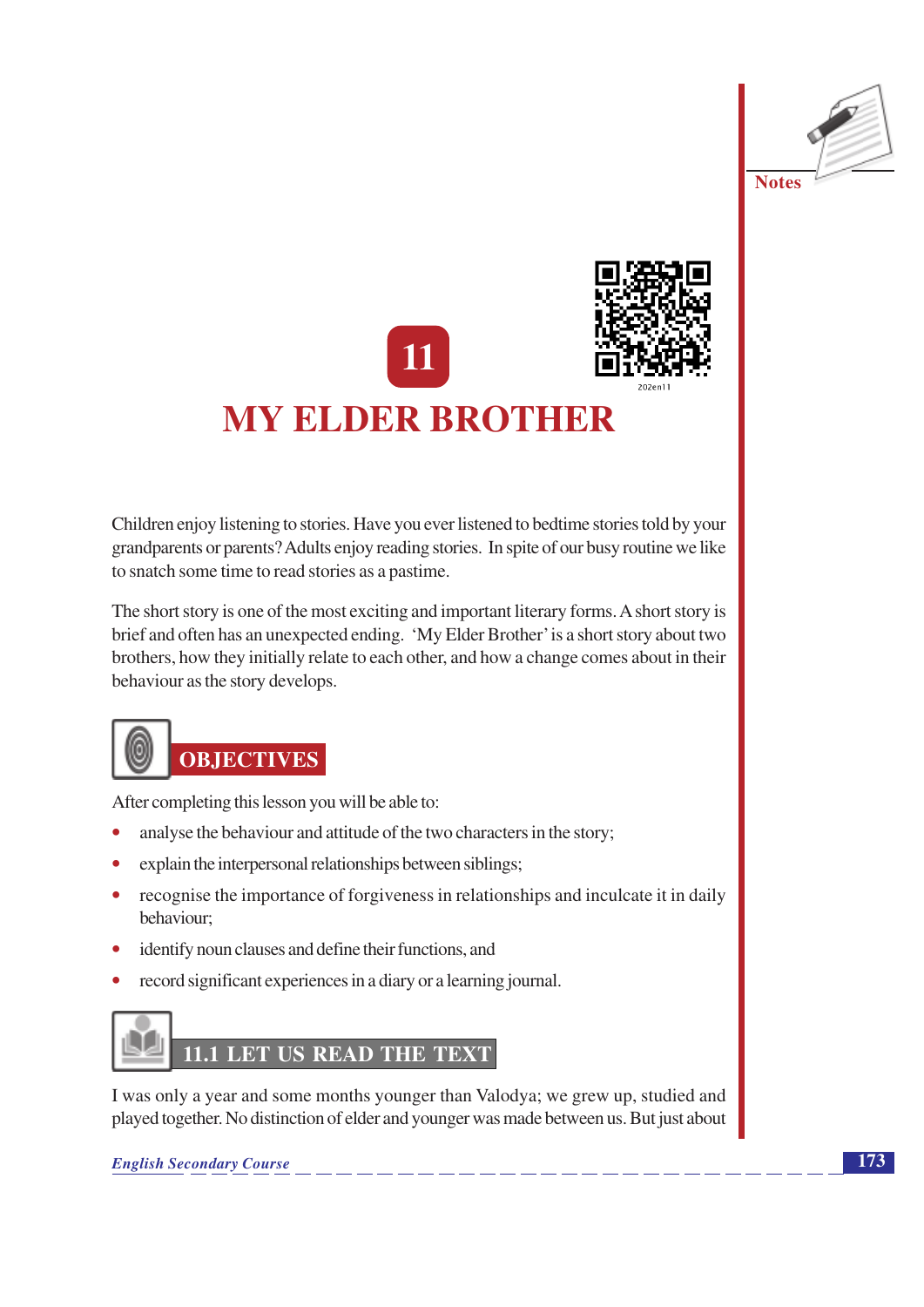# 11

# MY ELDER BROTHER

Children enjoy listening to stories. Have you ever listened to bedtime stories told by your grandparents or parents? Adults enjoy reading stories. In spite of our busy routine we like to snatch some time to read stories as a pastime.

The short story is one of the most exciting and important literary forms. A short story is brief and often has an unexpected ending. 'My Elder Brother' is a short story about two brothers, how they initially relate to each other, and how a change comes about in their behaviour as the story develops.

## OBJECTIVES

After completing this lesson you will be able to:

- analyse the behaviour and attitude of the two characters in the story;
- explain the interpersonal relationships between siblings;
- recognise the importance of forgiveness in relationships and inculcate it in daily behaviour;
- identify noun clauses and define their functions, and
- record significant experiences in a diary or a learning journal.

## 11.1 LET US READ THE TEXT

I was only a year and some months younger than Valodya; we grew up, studied and played together. No distinction of elder and younger was made between us. But just about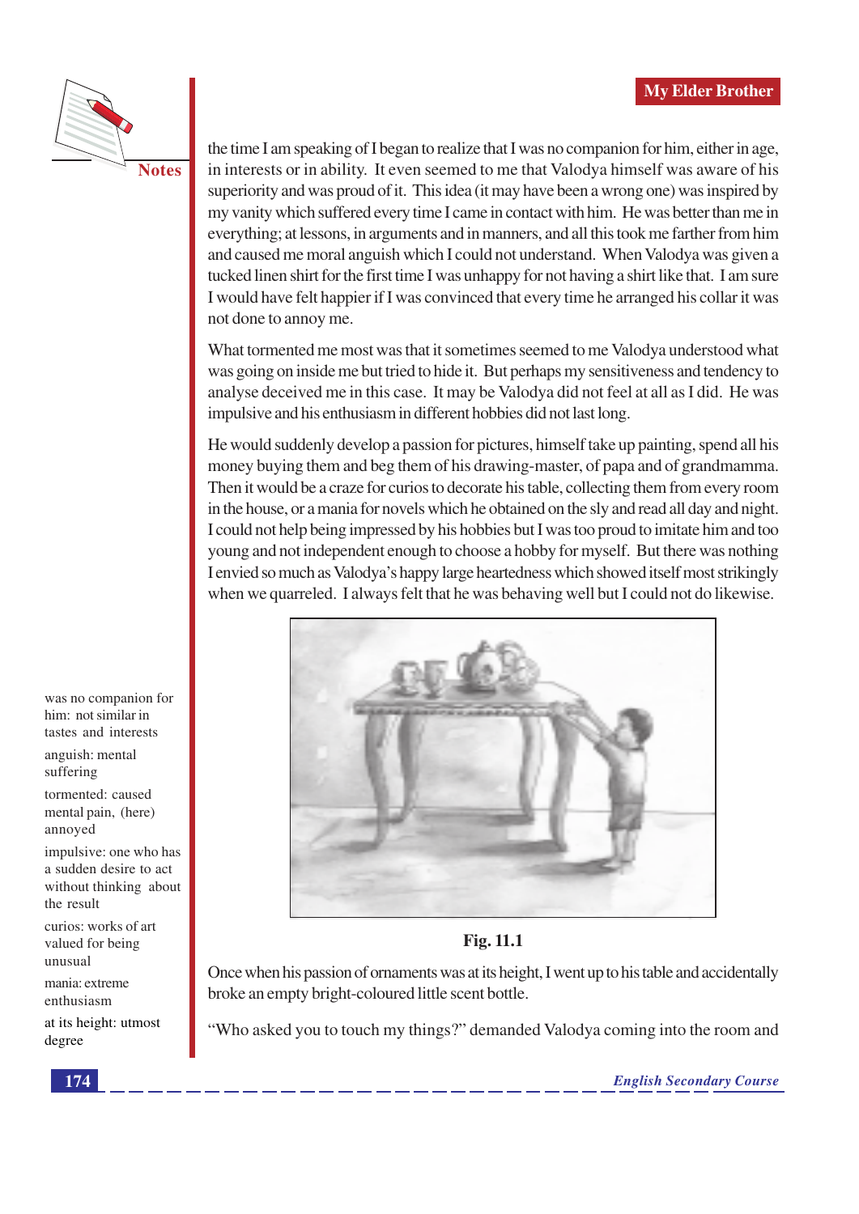the time I am speaking of I began to realize that I was no companion for him, either in age, in interests or in ability. It even seemed to me that Valodya himself was aware of his superiority and was proud of it. This idea (it may have been a wrong one) was inspired by my vanity which suffered every time I came in contact with him. He was better than me in everything; at lessons, in arguments and in manners, and all this took me farther from him and caused me moral anguish which I could not understand. When Valodya was given a tucked linen shirt for the first time I was unhappy for not having a shirt like that. I am sure I would have felt happier if I was convinced that every time he arranged his collar it was not done to annoy me.

What tormented me most was that it sometimes seemed to me Valodya understood what was going on inside me but tried to hide it. But perhaps my sensitiveness and tendency to analyse deceived me in this case. It may be Valodya did not feel at all as I did. He was impulsive and his enthusiasm in different hobbies did not last long.

He would suddenly develop a passion for pictures, himself take up painting, spend all his money buying them and beg them of his drawing-master, of papa and of grandmamma. Then it would be a craze for curios to decorate his table, collecting them from every room in the house, or a mania for novels which he obtained on the sly and read all day and night. I could not help being impressed by his hobbies but I was too proud to imitate him and too young and not independent enough to choose a hobby for myself. But there was nothing I envied so much as Valodya's happy large heartedness which showed itself most strikingly when we quarreled. I always felt that he was behaving well but I could not do likewise.

**Fig. 11.1**

Once when his passion of ornaments was at its height, I went up to his table and accidentally broke an empty bright-coloured little scent bottle.

"Who asked you to touch my things?" demanded Valodya coming into the room and

**Notes**

was no companion for him: not similar in tastes and interests

anguish: mental suffering

tormented: caused mental pain, (here) annoyed

impulsive: one who has a sudden desire to act without thinking about the result

curios: works of art valued for being unusual

mania: extreme enthusiasm

at its height: utmost degree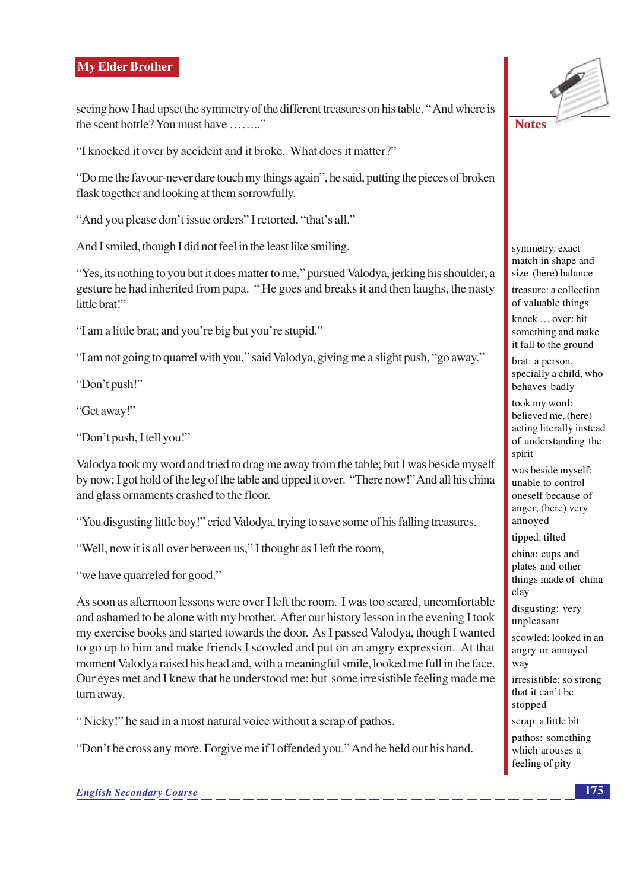seeing how I had upset the symmetry of the different treasures on his table. "And where is the scent bottle? You must have ……..."

"I knocked it over by accident and it broke. What does it matter?"

"Do me the favour-never dare touch my things again", he said, putting the pieces of broken flask together and looking at them sorrowfully.

"And you please don't issue orders" I retorted, "that's all."

And I smiled, though I did not feel in the least like smiling.

"Yes, its nothing to you but it does matter to me," pursued Valodya, jerking his shoulder, a gesture he had inherited from papa. "He goes and breaks it and then laughs, the nasty little brat!"

"I am a little brat; and you're big but you're stupid."

"I am not going to quarrel with you," said Valodya, giving me a slight push, "go away."

"Don't push!"

"Get away!"

"Don't push, I tell you!"

Valodya took my word and tried to drag me away from the table; but I was beside myself by now; I got hold of the leg of the table and tipped it over. "There now!" And all his china and glass ornaments crashed to the floor.

"You disgusting little boy!" cried Valodya, trying to save some of his falling treasures.

"Well, now it is all over between us," I thought as I left the room,

"we have quarreled for good."

As soon as afternoon lessons were over I left the room. I was too scared, uncomfortable and ashamed to be alone with my brother. After our history lesson in the evening I took my exercise books and started towards the door. As I passed Valodya, though I wanted to go up to him and make friends I scowled and put on an angry expression. At that moment Valodya raised his head and, with a meaningful smile, looked me full in the face. Our eyes met and I knew that he understood me; but some irresistible feeling made me turn away.

"Nicky!" he said in a most natural voice without a scrap of pathos.

"Don't be cross any more. Forgive me if I offended you." And he held out his hand.

**Notes**

symmetry: exact match in shape and size (here) balance

treasure: a collection of valuable things

knock … over: hit something and make it fall to the ground

brat: a person, specially a child, who behaves badly

took my word: believed me, (here) acting literally instead of understanding the spirit

was beside myself: unable to control oneself because of anger; (here) very annoyed

tipped: tilted

china: cups and plates and other things made of china clay

disgusting: very unpleasant

scowled: looked in an angry or annoyed way

irresistible: so strong that it can't be stopped

scrap: a little bit

pathos: something which arouses a feeling of pity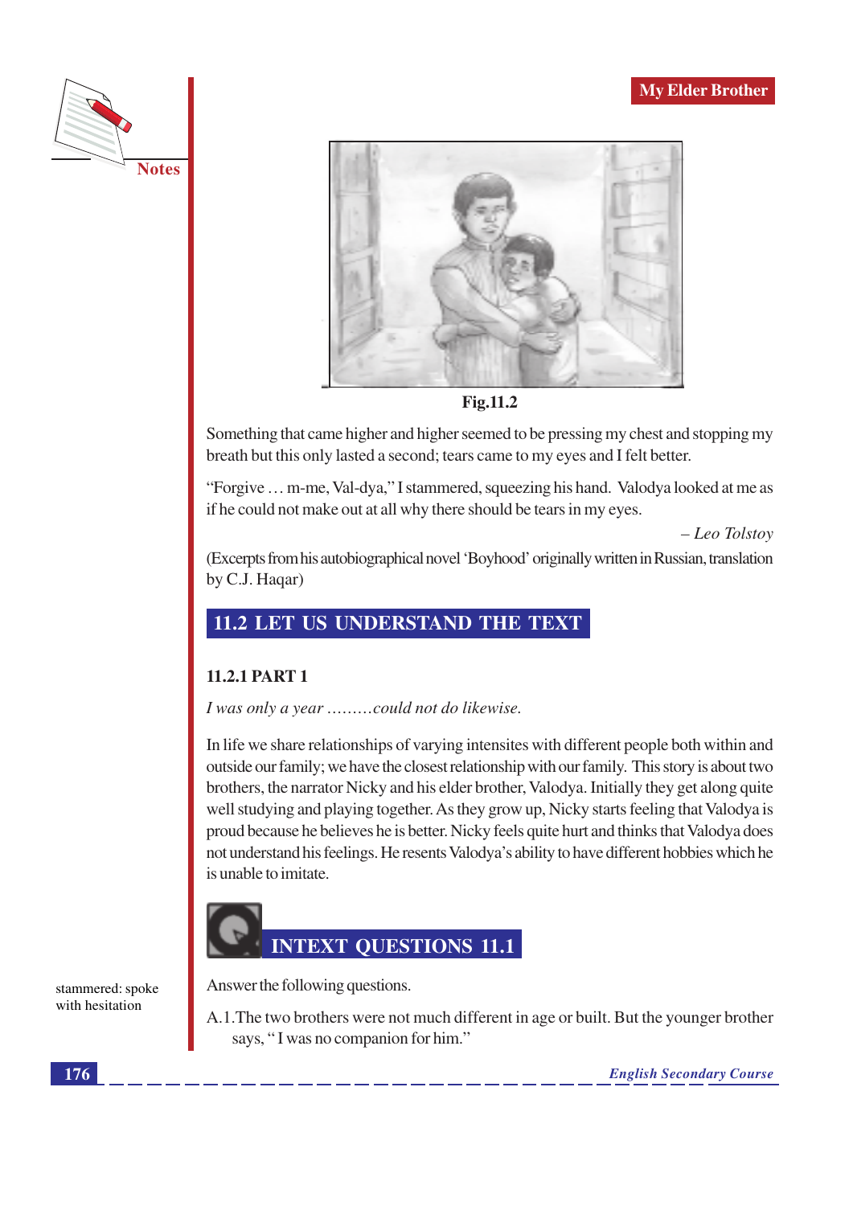Fig.11.2

Something that came higher and higher seemed to be pressing my chest and stopping my breath but this only lasted a second; tears came to my eyes and I felt better.

"Forgive … m-me, Val-dya," I stammered, squeezing his hand. Valodya looked at me as if he could not make out at all why there should be tears in my eyes.

*– Leo Tolstoy*

(Excerpts from his autobiographical novel 'Boyhood' originally written in Russian, translation by C.J. Haqar)

## 11.2 LET US UNDERSTAND THE TEXT

### 11.2.1 PART 1

*I was only a year .........could not do likewise.*

In life we share relationships of varying intensites with different people both within and outside our family; we have the closest relationship with our family. This story is about two brothers, the narrator Nicky and his elder brother, Valodya. Initially they get along quite well studying and playing together. As they grow up, Nicky starts feeling that Valodya is proud because he believes he is better. Nicky feels quite hurt and thinks that Valodya does not understand his feelings. He resents Valodya's ability to have different hobbies which he is unable to imitate.

## INTEXT QUESTIONS 11.1

stammered: spoke with hesitation

Answer the following questions.

A.1. The two brothers were not much different in age or built. But the younger brother says, " I was no companion for him."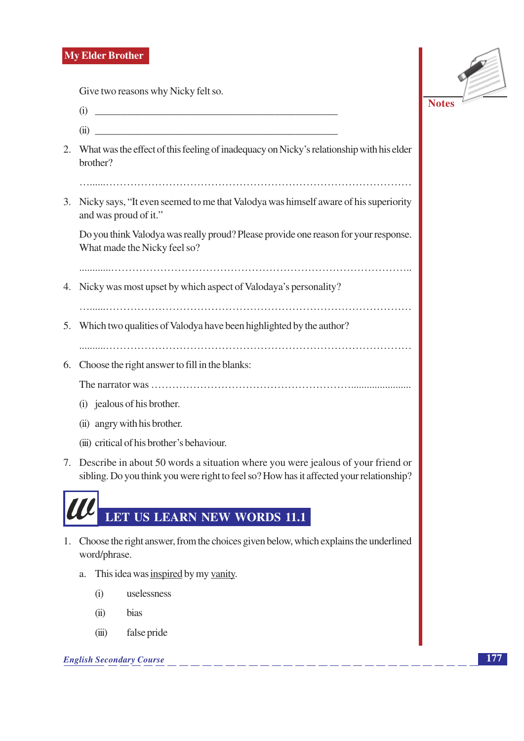Give two reasons why Nicky felt so.

(i) ______________________________________________

(ii) ______________________________________________

2. What was the effect of this feeling of inadequacy on Nicky's relationship with his elder brother?

   ……………………………………………………………………………………

3. Nicky says, "It even seemed to me that Valodya was himself aware of his superiority and was proud of it."

   Do you think Valodya was really proud? Please provide one reason for your response. What made the Nicky feel so?

   ……………………………………………………………………………………

4. Nicky was most upset by which aspect of Valodaya's personality?

   ……………………………………………………………………………………

5. Which two qualities of Valodya have been highlighted by the author?

   ……………………………………………………………………………………

6. Choose the right answer to fill in the blanks:

   The narrator was ……………………………………………………………

   (i) jealous of his brother.

   (ii) angry with his brother.

   (iii) critical of his brother's behaviour.

7. Describe in about 50 words a situation where you were jealous of your friend or sibling. Do you think you were right to feel so? How has it affected your relationship?

## LET US LEARN NEW WORDS 11.1

1. Choose the right answer, from the choices given below, which explains the underlined word/phrase.

   a. This idea was <u>inspired</u> by my <u>vanity</u>.

      (i) uselessness

      (ii) bias

      (iii) false pride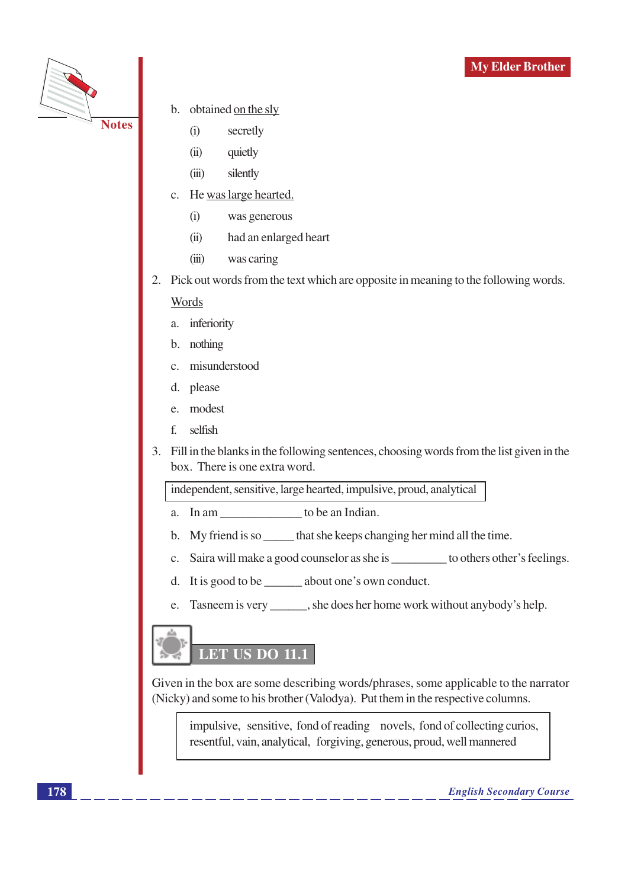b. obtained <u>on the sly</u>

   (i) secretly

   (ii) quietly

   (iii) silently

c. He <u>was large hearted.</u>

   (i) was generous

   (ii) had an enlarged heart

   (iii) was caring

2. Pick out words from the text which are opposite in meaning to the following words.

   <u>Words</u>

   a. inferiority

   b. nothing

   c. misunderstood

   d. please

   e. modest

   f. selfish

3. Fill in the blanks in the following sentences, choosing words from the list given in the box. There is one extra word.

| independent, sensitive, large hearted, impulsive, proud, analytical |
|---|

   a. In am _____________ to be an Indian.

   b. My friend is so _____ that she keeps changing her mind all the time.

   c. Saira will make a good counselor as she is _________ to others other's feelings.

   d. It is good to be ______ about one's own conduct.

   e. Tasneem is very ______, she does her home work without anybody's help.

## LET US DO 11.1

Given in the box are some describing words/phrases, some applicable to the narrator (Nicky) and some to his brother (Valodya). Put them in the respective columns.

| impulsive, sensitive, fond of reading novels, fond of collecting curios, resentful, vain, analytical, forgiving, generous, proud, well mannered |
|---|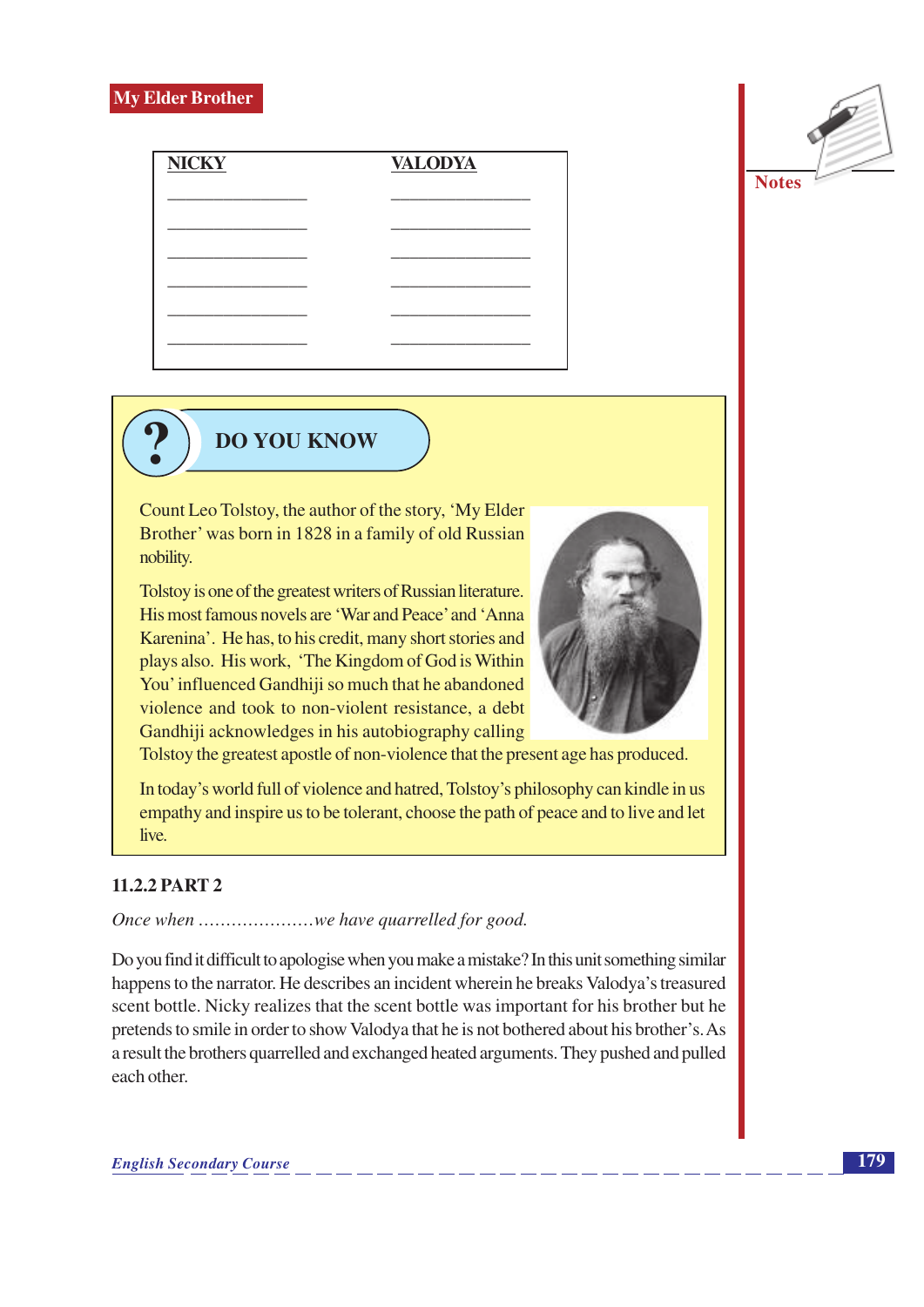| NICKY | VALODYA |
|---|---|
| ________________ | ________________ |
| ________________ | ________________ |
| ________________ | ________________ |
| ________________ | ________________ |
| ________________ | ________________ |
| ________________ | ________________ |

## DO YOU KNOW

Count Leo Tolstoy, the author of the story, 'My Elder Brother' was born in 1828 in a family of old Russian nobility.

Tolstoy is one of the greatest writers of Russian literature. His most famous novels are 'War and Peace' and 'Anna Karenina'. He has, to his credit, many short stories and plays also. His work, 'The Kingdom of God is Within You' influenced Gandhiji so much that he abandoned violence and took to non-violent resistance, a debt Gandhiji acknowledges in his autobiography calling Tolstoy the greatest apostle of non-violence that the present age has produced.

In today's world full of violence and hatred, Tolstoy's philosophy can kindle in us empathy and inspire us to be tolerant, choose the path of peace and to live and let live.

### 11.2.2 PART 2

*Once when ....................we have quarrelled for good.*

Do you find it difficult to apologise when you make a mistake? In this unit something similar happens to the narrator. He describes an incident wherein he breaks Valodya's treasured scent bottle. Nicky realizes that the scent bottle was important for his brother but he pretends to smile in order to show Valodya that he is not bothered about his brother's. As a result the brothers quarrelled and exchanged heated arguments. They pushed and pulled each other.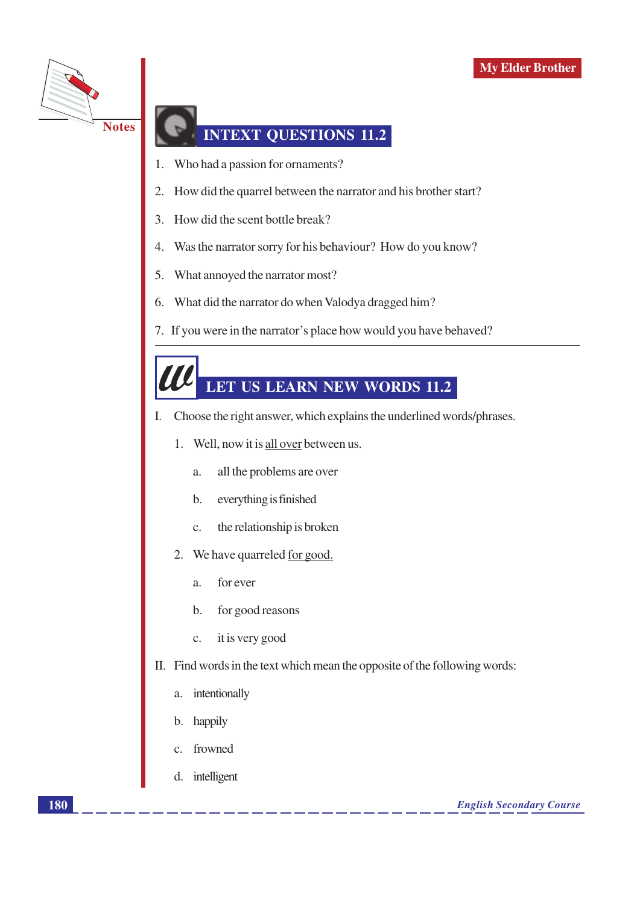## INTEXT QUESTIONS 11.2

1. Who had a passion for ornaments?
2. How did the quarrel between the narrator and his brother start?
3. How did the scent bottle break?
4. Was the narrator sorry for his behaviour? How do you know?
5. What annoyed the narrator most?
6. What did the narrator do when Valodya dragged him?
7. If you were in the narrator's place how would you have behaved?

---

## LET US LEARN NEW WORDS 11.2

I. Choose the right answer, which explains the underlined words/phrases.

1. Well, now it is <u>all over</u> between us.
   - a. all the problems are over
   - b. everything is finished
   - c. the relationship is broken
2. We have quarreled <u>for good.</u>
   - a. for ever
   - b. for good reasons
   - c. it is very good

II. Find words in the text which mean the opposite of the following words:

- a. intentionally
- b. happily
- c. frowned
- d. intelligent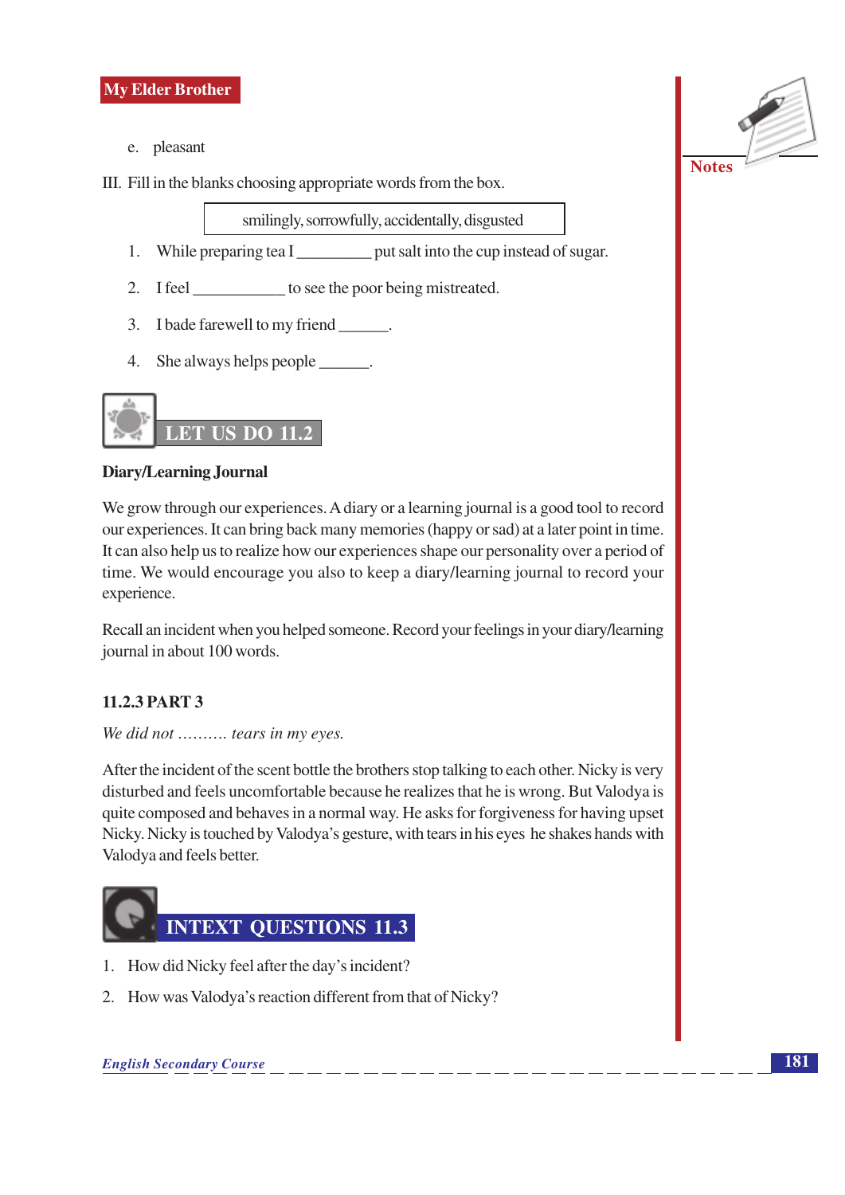e. pleasant

III. Fill in the blanks choosing appropriate words from the box.

| smilingly, sorrowfully, accidentally, disgusted |
|---|

1. While preparing tea I _________ put salt into the cup instead of sugar.
2. I feel ___________ to see the poor being mistreated.
3. I bade farewell to my friend ______.
4. She always helps people ______.

## LET US DO 11.2

**Diary/Learning Journal**

We grow through our experiences. A diary or a learning journal is a good tool to record our experiences. It can bring back many memories (happy or sad) at a later point in time. It can also help us to realize how our experiences shape our personality over a period of time. We would encourage you also to keep a diary/learning journal to record your experience.

Recall an incident when you helped someone. Record your feelings in your diary/learning journal in about 100 words.

### 11.2.3 PART 3

*We did not .......... tears in my eyes.*

After the incident of the scent bottle the brothers stop talking to each other. Nicky is very disturbed and feels uncomfortable because he realizes that he is wrong. But Valodya is quite composed and behaves in a normal way. He asks for forgiveness for having upset Nicky. Nicky is touched by Valodya's gesture, with tears in his eyes he shakes hands with Valodya and feels better.

## INTEXT QUESTIONS 11.3

1. How did Nicky feel after the day's incident?
2. How was Valodya's reaction different from that of Nicky?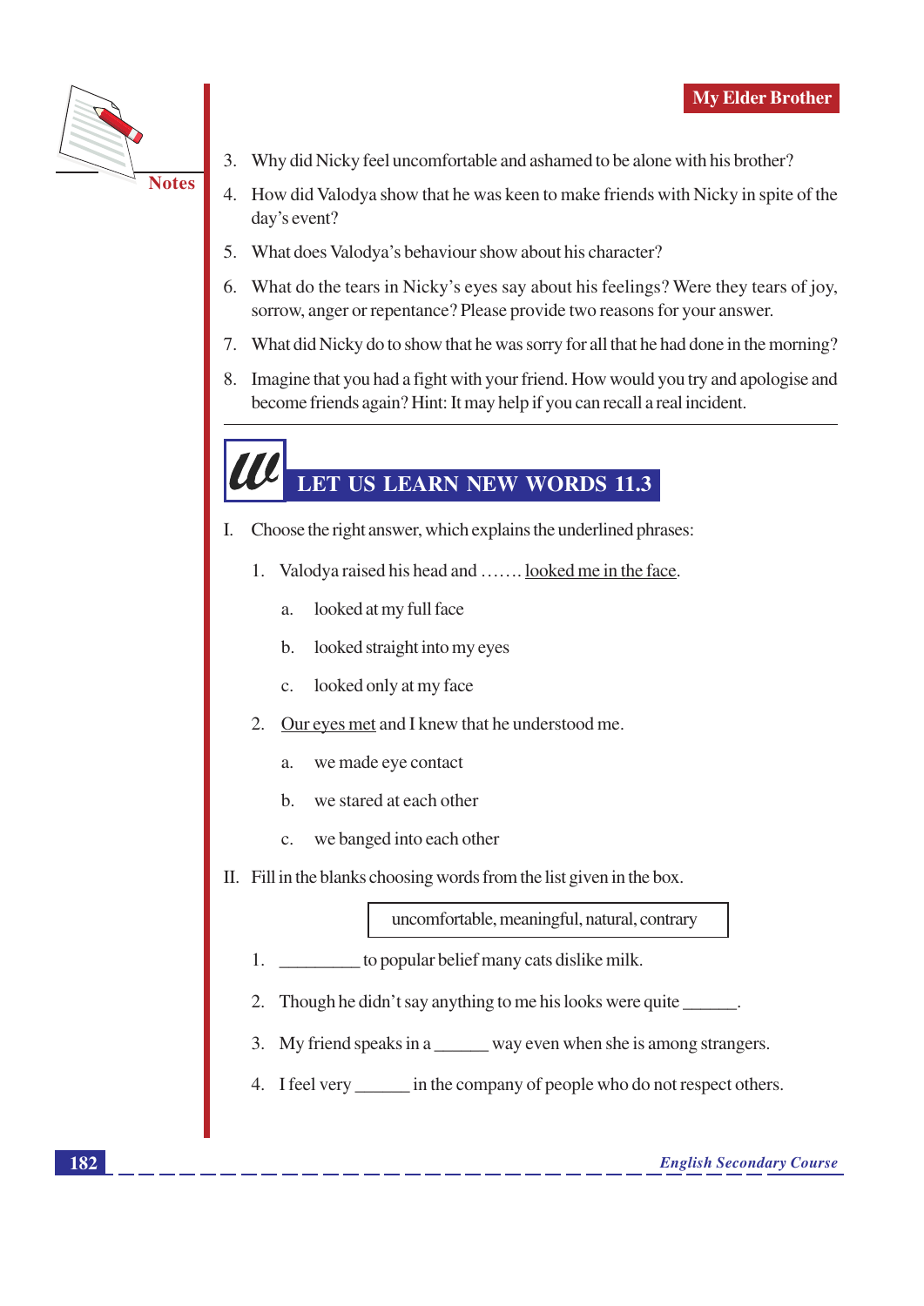3. Why did Nicky feel uncomfortable and ashamed to be alone with his brother?
4. How did Valodya show that he was keen to make friends with Nicky in spite of the day's event?
5. What does Valodya's behaviour show about his character?
6. What do the tears in Nicky's eyes say about his feelings? Were they tears of joy, sorrow, anger or repentance? Please provide two reasons for your answer.
7. What did Nicky do to show that he was sorry for all that he had done in the morning?
8. Imagine that you had a fight with your friend. How would you try and apologise and become friends again? Hint: It may help if you can recall a real incident.

---

## LET US LEARN NEW WORDS 11.3

I. Choose the right answer, which explains the underlined phrases:

1. Valodya raised his head and ……. <u>looked me in the face</u>.

   a. looked at my full face

   b. looked straight into my eyes

   c. looked only at my face

2. <u>Our eyes met</u> and I knew that he understood me.

   a. we made eye contact

   b. we stared at each other

   c. we banged into each other

II. Fill in the blanks choosing words from the list given in the box.

| uncomfortable, meaningful, natural, contrary |
|---|

1. _________ to popular belief many cats dislike milk.
2. Though he didn't say anything to me his looks were quite ______.
3. My friend speaks in a ______ way even when she is among strangers.
4. I feel very ______ in the company of people who do not respect others.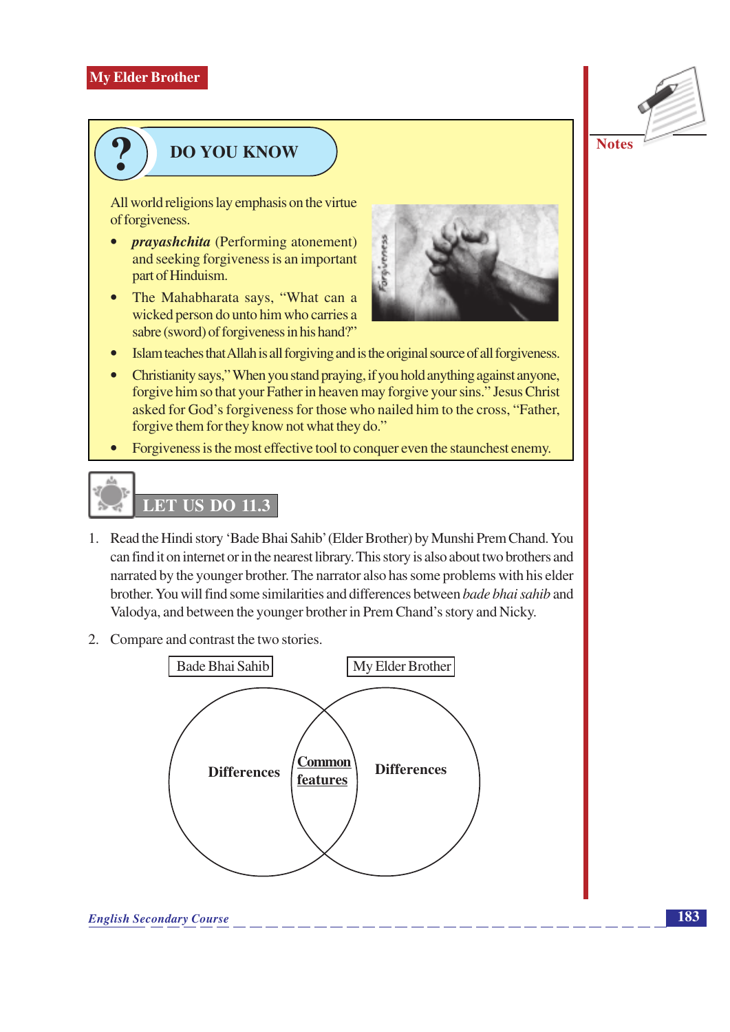## DO YOU KNOW

All world religions lay emphasis on the virtue of forgiveness.

- ***prayashchita*** (Performing atonement) and seeking forgiveness is an important part of Hinduism.
- The Mahabharata says, "What can a wicked person do unto him who carries a sabre (sword) of forgiveness in his hand?"
- Islam teaches that Allah is all forgiving and is the original source of all forgiveness.
- Christianity says," When you stand praying, if you hold anything against anyone, forgive him so that your Father in heaven may forgive your sins." Jesus Christ asked for God's forgiveness for those who nailed him to the cross, "Father, forgive them for they know not what they do."
- Forgiveness is the most effective tool to conquer even the staunchest enemy.

## LET US DO 11.3

1. Read the Hindi story 'Bade Bhai Sahib' (Elder Brother) by Munshi Prem Chand. You can find it on internet or in the nearest library. This story is also about two brothers and narrated by the younger brother. The narrator also has some problems with his elder brother. You will find some similarities and differences between *bade bhai sahib* and Valodya, and between the younger brother in Prem Chand's story and Nicky.

2. Compare and contrast the two stories.

| Bade Bhai Sahib | | My Elder Brother |
|---|---|---|
| **Differences** | **Common features** | **Differences** |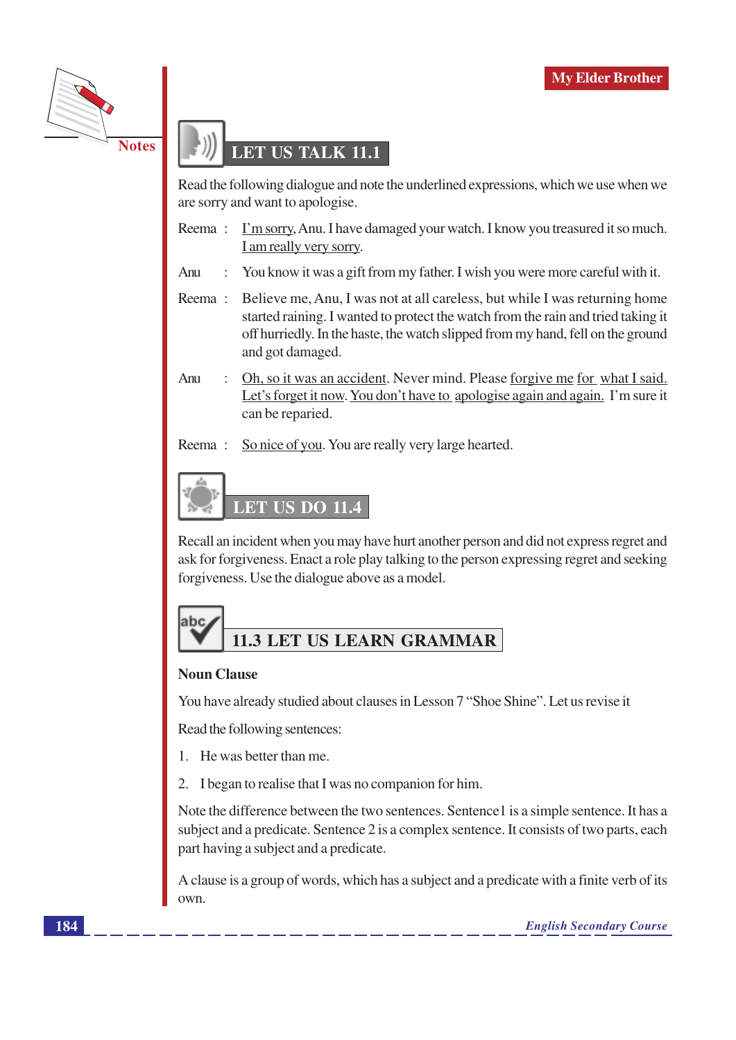## LET US TALK 11.1

Read the following dialogue and note the underlined expressions, which we use when we are sorry and want to apologise.

Reema : <u>I'm sorry</u>, Anu. I have damaged your watch. I know you treasured it so much. <u>I am really very sorry</u>.

Anu : You know it was a gift from my father. I wish you were more careful with it.

Reema : Believe me, Anu, I was not at all careless, but while I was returning home started raining. I wanted to protect the watch from the rain and tried taking it off hurriedly. In the haste, the watch slipped from my hand, fell on the ground and got damaged.

Anu : <u>Oh, so it was an accident</u>. Never mind. Please <u>forgive me</u> <u>for</u> <u>what I said.</u> <u>Let's forget it now</u>. <u>You don't have to</u> <u>apologise again and again.</u> I'm sure it can be repaired.

Reema : <u>So nice of you</u>. You are really very large hearted.

## LET US DO 11.4

Recall an incident when you may have hurt another person and did not express regret and ask for forgiveness. Enact a role play talking to the person expressing regret and seeking forgiveness. Use the dialogue above as a model.

## 11.3 LET US LEARN GRAMMAR

**Noun Clause**

You have already studied about clauses in Lesson 7 "Shoe Shine". Let us revise it

Read the following sentences:

1. He was better than me.
2. I began to realise that I was no companion for him.

Note the difference between the two sentences. Sentence1 is a simple sentence. It has a subject and a predicate. Sentence 2 is a complex sentence. It consists of two parts, each part having a subject and a predicate.

A clause is a group of words, which has a subject and a predicate with a finite verb of its own.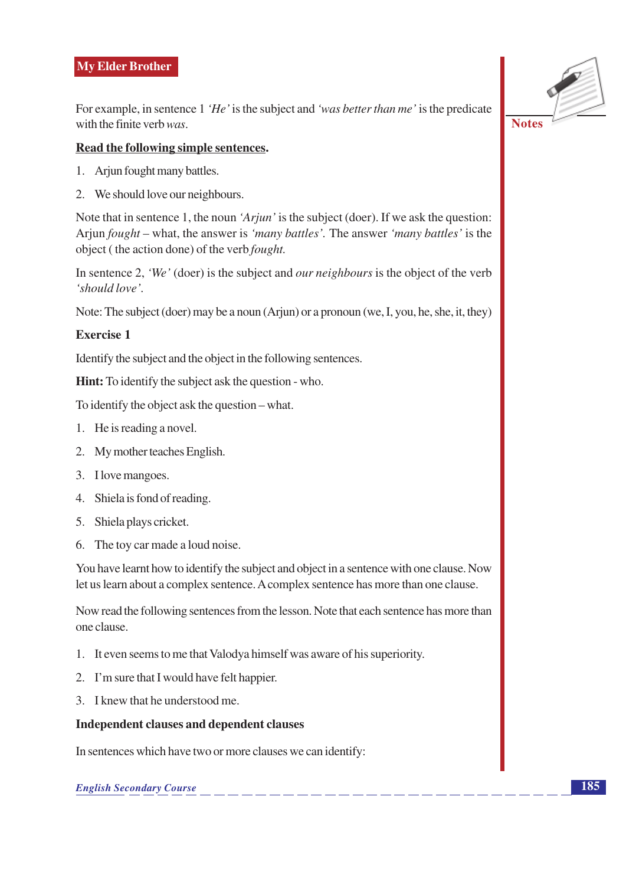For example, in sentence 1 *'He'* is the subject and *'was better than me'* is the predicate with the finite verb *was*.

**Read the following simple sentences.**

1. Arjun fought many battles.
2. We should love our neighbours.

Note that in sentence 1, the noun *'Arjun'* is the subject (doer). If we ask the question: Arjun *fought* – what, the answer is *'many battles'*. The answer *'many battles'* is the object ( the action done) of the verb *fought.*

In sentence 2, *'We'* (doer) is the subject and *our neighbours* is the object of the verb *'should love'*.

Note: The subject (doer) may be a noun (Arjun) or a pronoun (we, I, you, he, she, it, they)

**Exercise 1**

Identify the subject and the object in the following sentences.

**Hint:** To identify the subject ask the question - who.

To identify the object ask the question – what.

1. He is reading a novel.
2. My mother teaches English.
3. I love mangoes.
4. Shiela is fond of reading.
5. Shiela plays cricket.
6. The toy car made a loud noise.

You have learnt how to identify the subject and object in a sentence with one clause. Now let us learn about a complex sentence. A complex sentence has more than one clause.

Now read the following sentences from the lesson. Note that each sentence has more than one clause.

1. It even seems to me that Valodya himself was aware of his superiority.
2. I'm sure that I would have felt happier.
3. I knew that he understood me.

**Independent clauses and dependent clauses**

In sentences which have two or more clauses we can identify: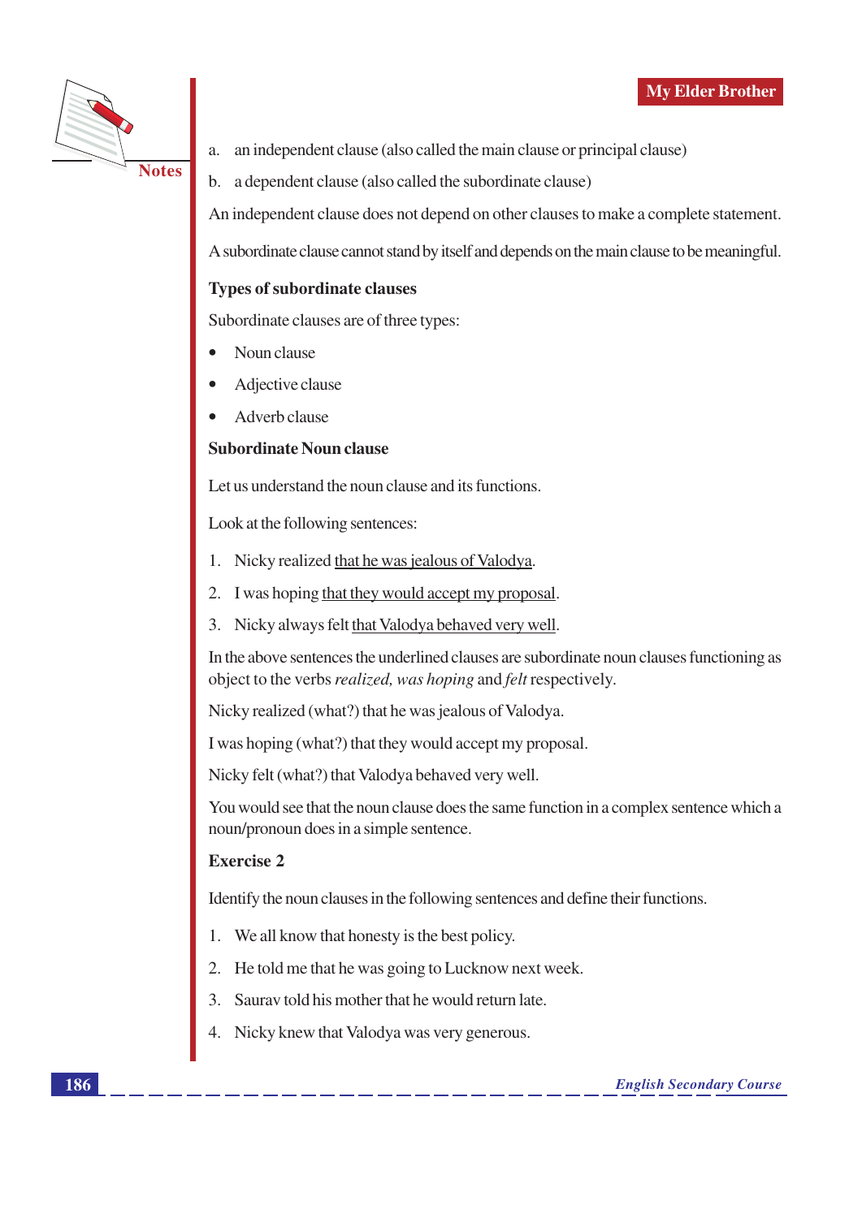a. an independent clause (also called the main clause or principal clause)

b. a dependent clause (also called the subordinate clause)

An independent clause does not depend on other clauses to make a complete statement.

A subordinate clause cannot stand by itself and depends on the main clause to be meaningful.

**Types of subordinate clauses**

Subordinate clauses are of three types:

- Noun clause
- Adjective clause
- Adverb clause

**Subordinate Noun clause**

Let us understand the noun clause and its functions.

Look at the following sentences:

1. Nicky realized <u>that he was jealous of Valodya</u>.
2. I was hoping <u>that they would accept my proposal</u>.
3. Nicky always felt <u>that Valodya behaved very well</u>.

In the above sentences the underlined clauses are subordinate noun clauses functioning as object to the verbs *realized, was hoping* and *felt* respectively.

Nicky realized (what?) that he was jealous of Valodya.

I was hoping (what?) that they would accept my proposal.

Nicky felt (what?) that Valodya behaved very well.

You would see that the noun clause does the same function in a complex sentence which a noun/pronoun does in a simple sentence.

**Exercise 2**

Identify the noun clauses in the following sentences and define their functions.

1. We all know that honesty is the best policy.
2. He told me that he was going to Lucknow next week.
3. Saurav told his mother that he would return late.
4. Nicky knew that Valodya was very generous.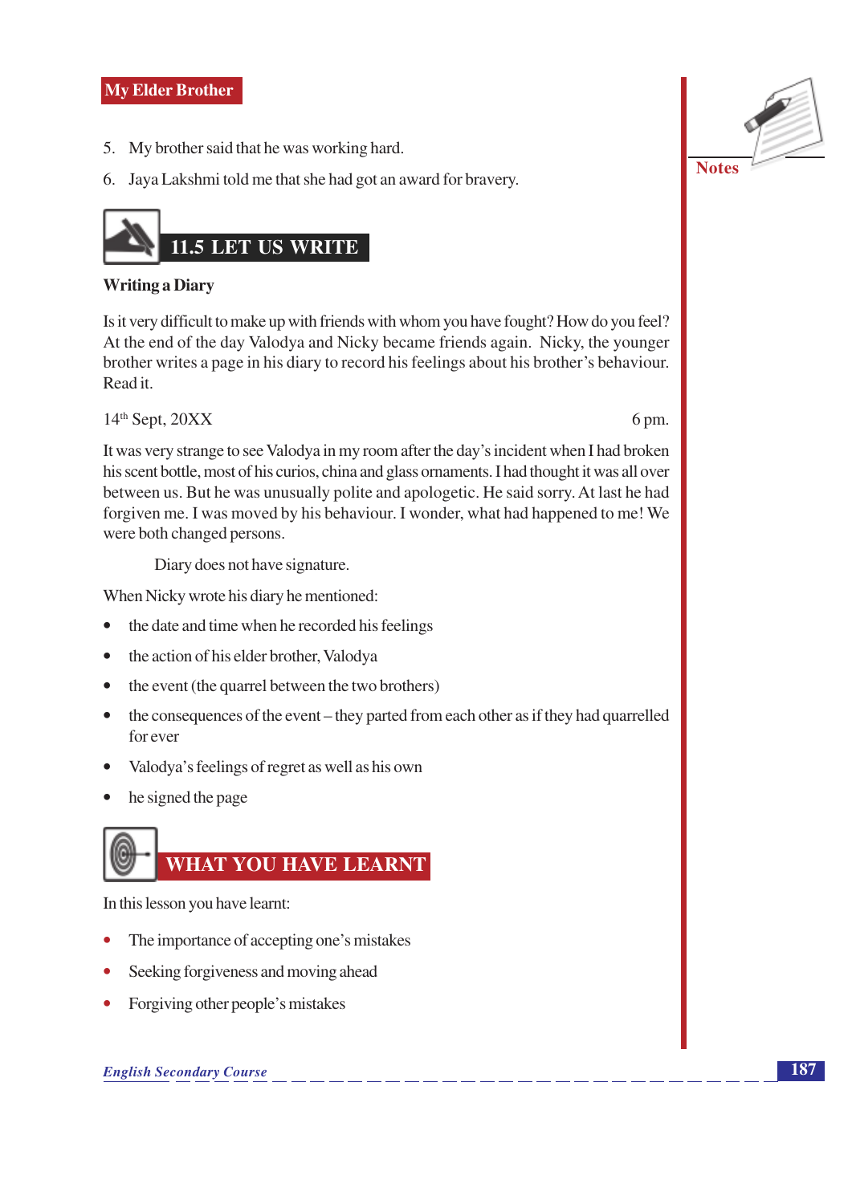5. My brother said that he was working hard.
6. Jaya Lakshmi told me that she had got an award for bravery.

## 11.5 LET US WRITE

**Writing a Diary**

Is it very difficult to make up with friends with whom you have fought? How do you feel? At the end of the day Valodya and Nicky became friends again. Nicky, the younger brother writes a page in his diary to record his feelings about his brother's behaviour. Read it.

14th Sept, 20XX 6 pm.

It was very strange to see Valodya in my room after the day's incident when I had broken his scent bottle, most of his curios, china and glass ornaments. I had thought it was all over between us. But he was unusually polite and apologetic. He said sorry. At last he had forgiven me. I was moved by his behaviour. I wonder, what had happened to me! We were both changed persons.

Diary does not have signature.

When Nicky wrote his diary he mentioned:

- the date and time when he recorded his feelings
- the action of his elder brother, Valodya
- the event (the quarrel between the two brothers)
- the consequences of the event – they parted from each other as if they had quarrelled for ever
- Valodya's feelings of regret as well as his own
- he signed the page

## WHAT YOU HAVE LEARNT

In this lesson you have learnt:

- The importance of accepting one's mistakes
- Seeking forgiveness and moving ahead
- Forgiving other people's mistakes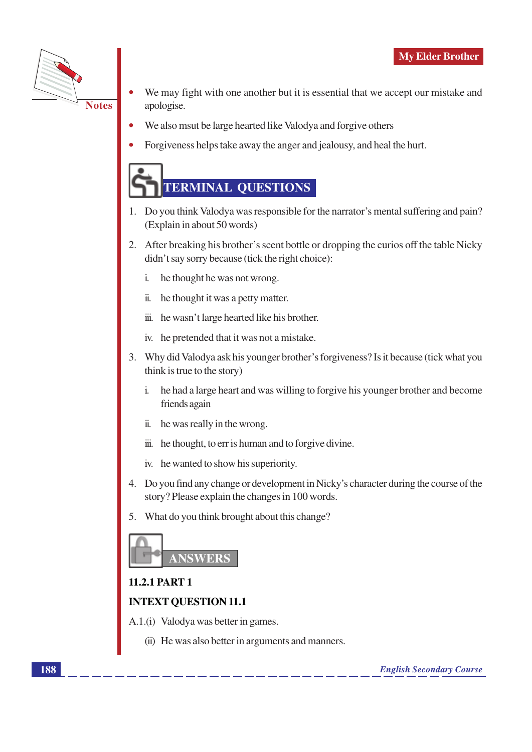- We may fight with one another but it is essential that we accept our mistake and apologise.
- We also msut be large hearted like Valodya and forgive others
- Forgiveness helps take away the anger and jealousy, and heal the hurt.

## TERMINAL QUESTIONS

1. Do you think Valodya was responsible for the narrator's mental suffering and pain? (Explain in about 50 words)
2. After breaking his brother's scent bottle or dropping the curios off the table Nicky didn't say sorry because (tick the right choice):
   i. he thought he was not wrong.
   ii. he thought it was a petty matter.
   iii. he wasn't large hearted like his brother.
   iv. he pretended that it was not a mistake.
3. Why did Valodya ask his younger brother's forgiveness? Is it because (tick what you think is true to the story)
   i. he had a large heart and was willing to forgive his younger brother and become friends again
   ii. he was really in the wrong.
   iii. he thought, to err is human and to forgive divine.
   iv. he wanted to show his superiority.
4. Do you find any change or development in Nicky's character during the course of the story? Please explain the changes in 100 words.
5. What do you think brought about this change?

## ANSWERS

**11.2.1 PART 1**

**INTEXT QUESTION 11.1**

A.1.(i) Valodya was better in games.

(ii) He was also better in arguments and manners.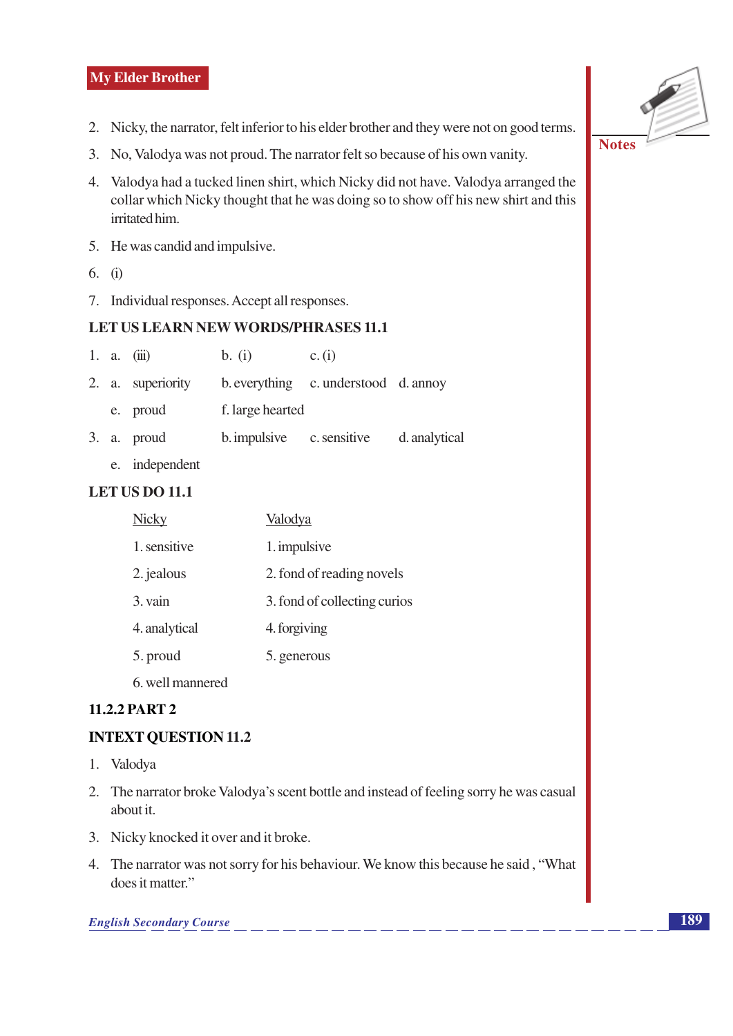2. Nicky, the narrator, felt inferior to his elder brother and they were not on good terms.
3. No, Valodya was not proud. The narrator felt so because of his own vanity.
4. Valodya had a tucked linen shirt, which Nicky did not have. Valodya arranged the collar which Nicky thought that he was doing so to show off his new shirt and this irritated him.
5. He was candid and impulsive.
6. (i)
7. Individual responses. Accept all responses.

**LET US LEARN NEW WORDS/PHRASES 11.1**

1. a. (iii) b. (i) c. (i)
2. a. superiority b. everything c. understood d. annoy
   e. proud f. large hearted
3. a. proud b. impulsive c. sensitive d. analytical
   e. independent

**LET US DO 11.1**

| Nicky | Valodya |
|---|---|
| 1. sensitive | 1. impulsive |
| 2. jealous | 2. fond of reading novels |
| 3. vain | 3. fond of collecting curios |
| 4. analytical | 4. forgiving |
| 5. proud | 5. generous |
| 6. well mannered | |

**11.2.2 PART 2**

**INTEXT QUESTION 11.2**

1. Valodya
2. The narrator broke Valodya's scent bottle and instead of feeling sorry he was casual about it.
3. Nicky knocked it over and it broke.
4. The narrator was not sorry for his behaviour. We know this because he said , "What does it matter."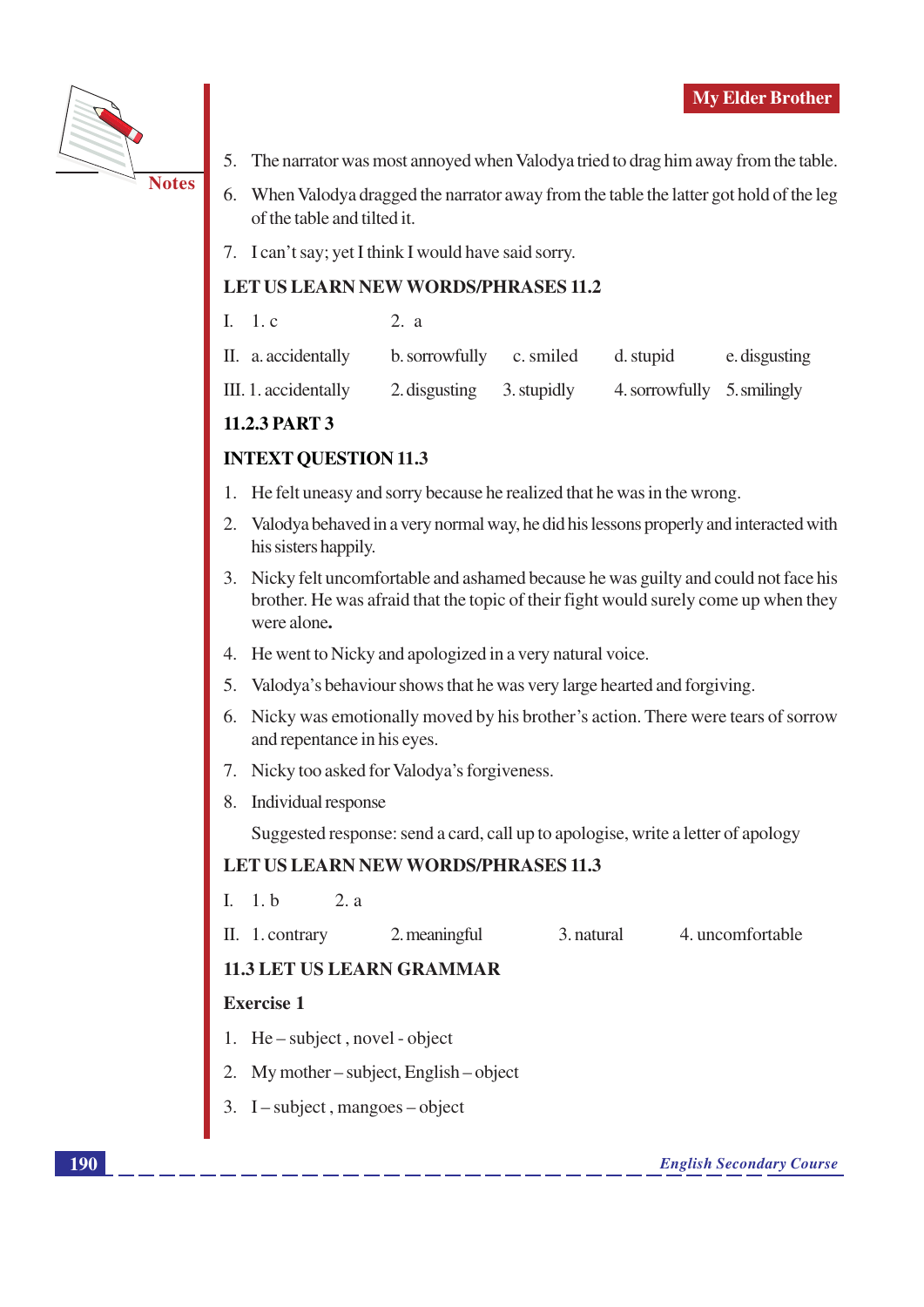5. The narrator was most annoyed when Valodya tried to drag him away from the table.
6. When Valodya dragged the narrator away from the table the latter got hold of the leg of the table and tilted it.
7. I can't say; yet I think I would have said sorry.

**LET US LEARN NEW WORDS/PHRASES 11.2**

I. 1. c   2. a

II. a. accidentally   b. sorrowfully   c. smiled   d. stupid   e. disgusting

III. 1. accidentally   2. disgusting   3. stupidly   4. sorrowfully   5. smilingly

**11.2.3 PART 3**

**INTEXT QUESTION 11.3**

1. He felt uneasy and sorry because he realized that he was in the wrong.
2. Valodya behaved in a very normal way, he did his lessons properly and interacted with his sisters happily.
3. Nicky felt uncomfortable and ashamed because he was guilty and could not face his brother. He was afraid that the topic of their fight would surely come up when they were alone.
4. He went to Nicky and apologized in a very natural voice.
5. Valodya's behaviour shows that he was very large hearted and forgiving.
6. Nicky was emotionally moved by his brother's action. There were tears of sorrow and repentance in his eyes.
7. Nicky too asked for Valodya's forgiveness.
8. Individual response

   Suggested response: send a card, call up to apologise, write a letter of apology

**LET US LEARN NEW WORDS/PHRASES 11.3**

I. 1. b   2. a

II. 1. contrary   2. meaningful   3. natural   4. uncomfortable

**11.3 LET US LEARN GRAMMAR**

**Exercise 1**

1. He – subject , novel - object
2. My mother – subject, English – object
3. I – subject , mangoes – object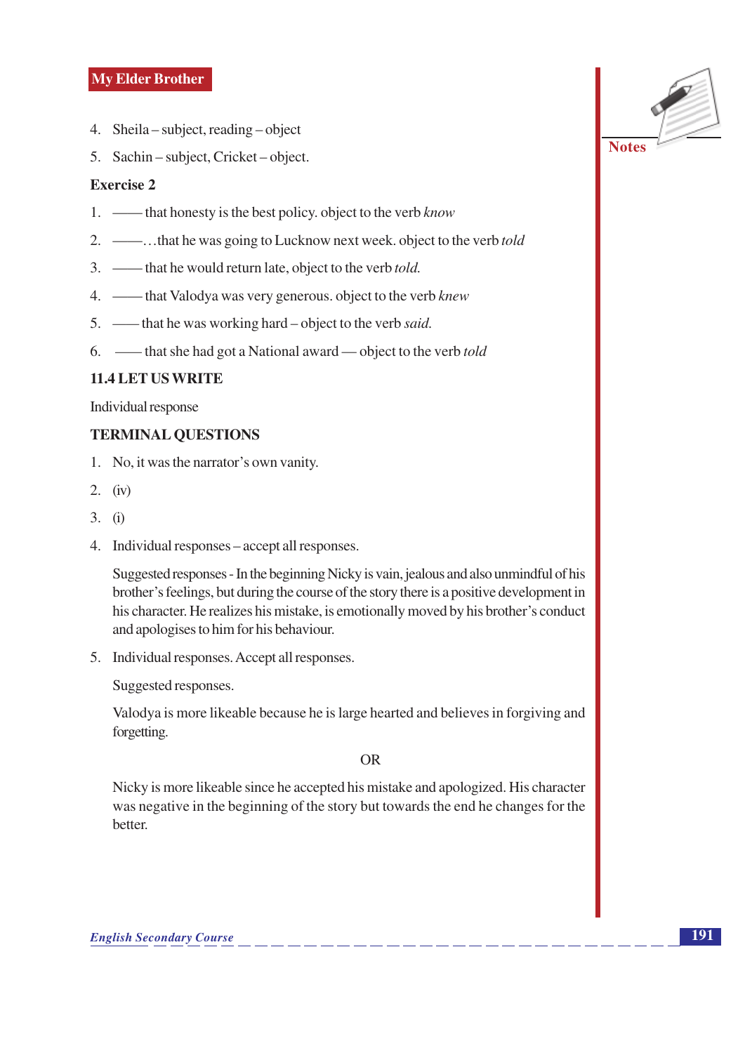4. Sheila – subject, reading – object
5. Sachin – subject, Cricket – object.

**Exercise 2**

1. —— that honesty is the best policy. object to the verb *know*
2. ——…that he was going to Lucknow next week. object to the verb *told*
3. —— that he would return late, object to the verb *told.*
4. —— that Valodya was very generous. object to the verb *knew*
5. —— that he was working hard – object to the verb *said.*
6. —— that she had got a National award — object to the verb *told*

**11.4 LET US WRITE**

Individual response

**TERMINAL QUESTIONS**

1. No, it was the narrator's own vanity.
2. (iv)
3. (i)
4. Individual responses – accept all responses.

   Suggested responses - In the beginning Nicky is vain, jealous and also unmindful of his brother's feelings, but during the course of the story there is a positive development in his character. He realizes his mistake, is emotionally moved by his brother's conduct and apologises to him for his behaviour.

5. Individual responses. Accept all responses.

   Suggested responses.

   Valodya is more likeable because he is large hearted and believes in forgiving and forgetting.

   OR

   Nicky is more likeable since he accepted his mistake and apologized. His character was negative in the beginning of the story but towards the end he changes for the better.